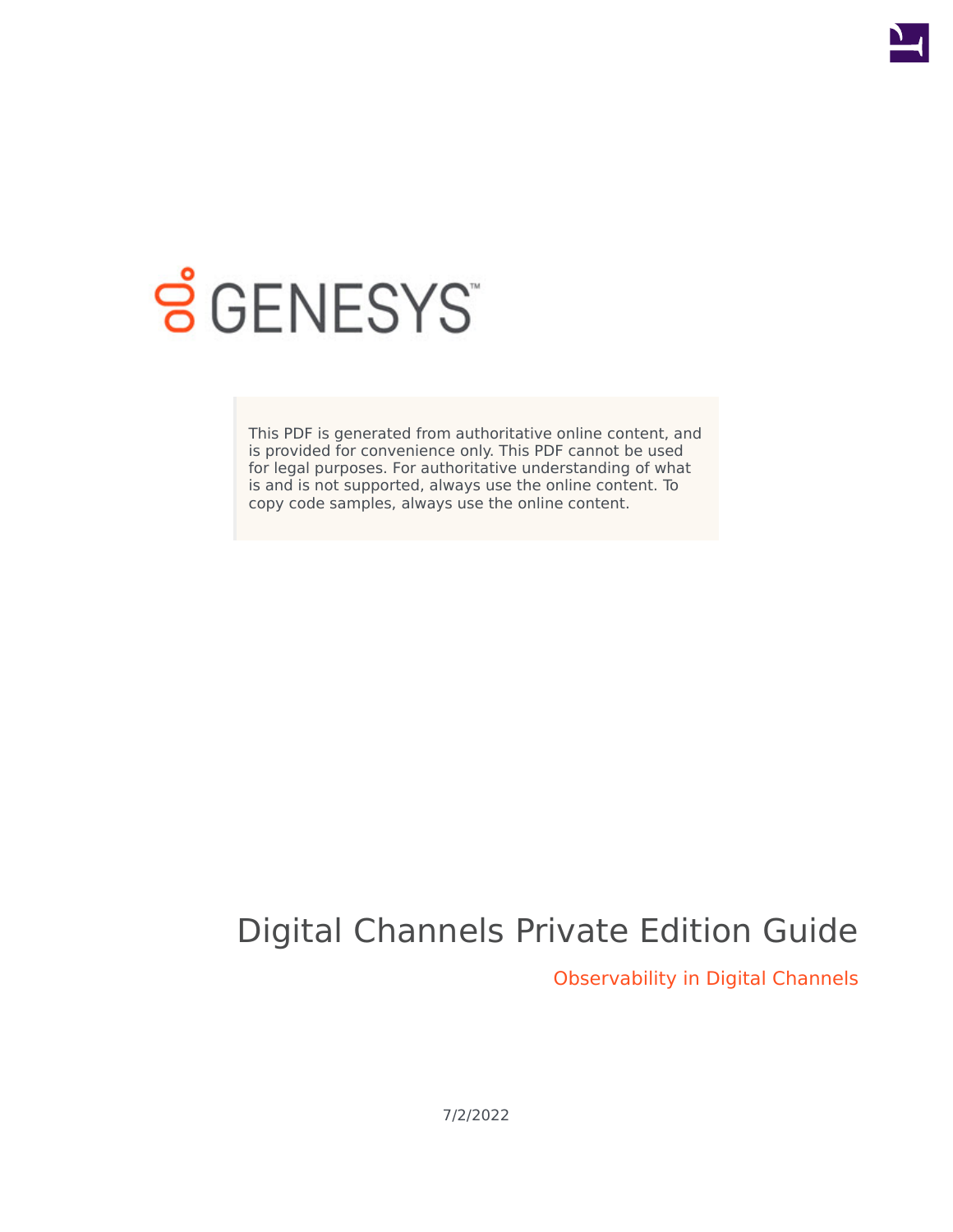GENESYS

This PDF is generated from authoritative online content, and is provided for convenience only. This PDF cannot be used for legal purposes. For authoritative understanding of what is and is not supported, always use the online content. To copy code samples, always use the online content.

# Digital Channels Private Edition Guide

## Observability in Digital Channels

7/2/2022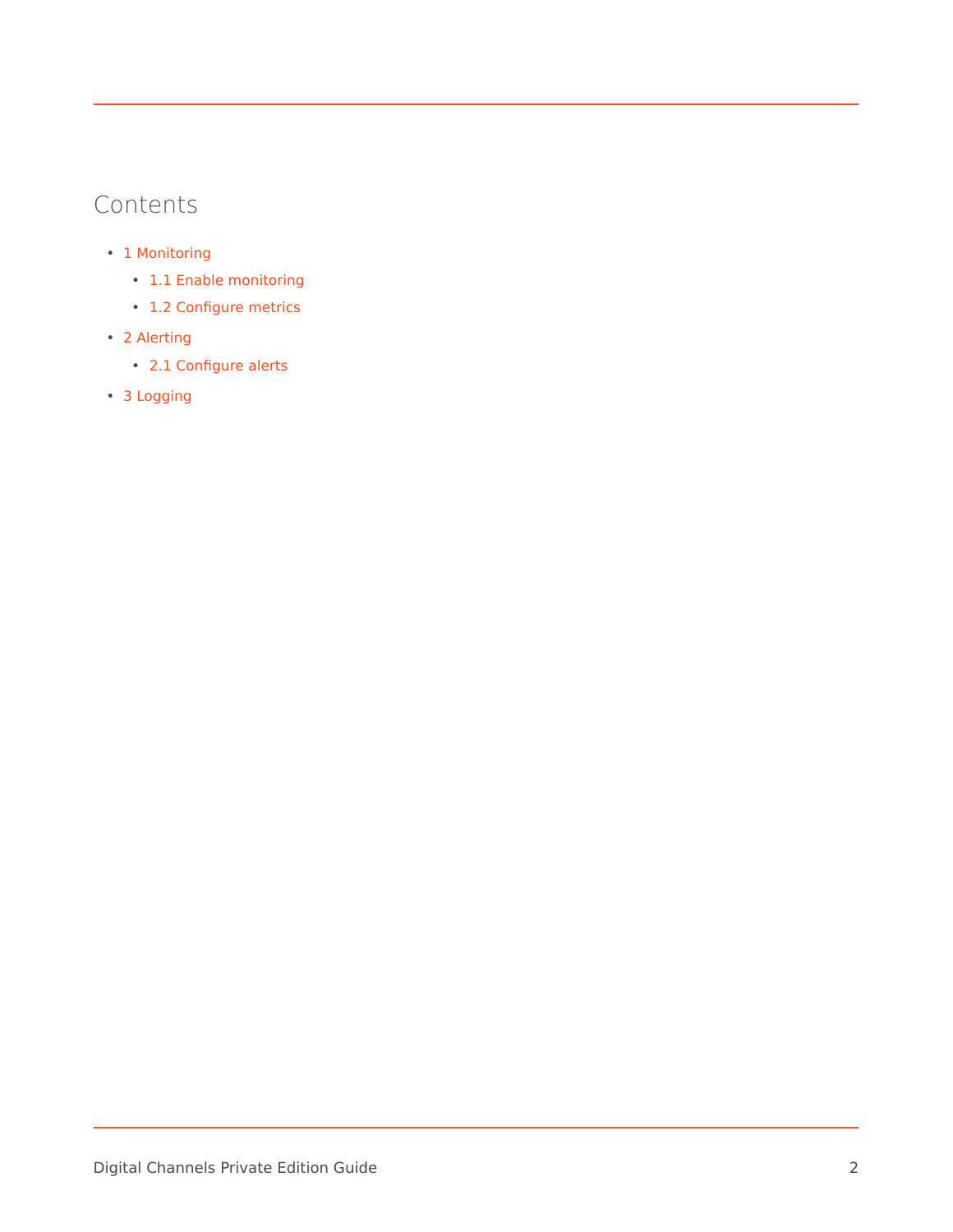## Contents

- 1 Monitoring
  - 1.1 Enable monitoring
  - 1.2 Configure metrics
- 2 Alerting
  - 2.1 Configure alerts
- 3 Logging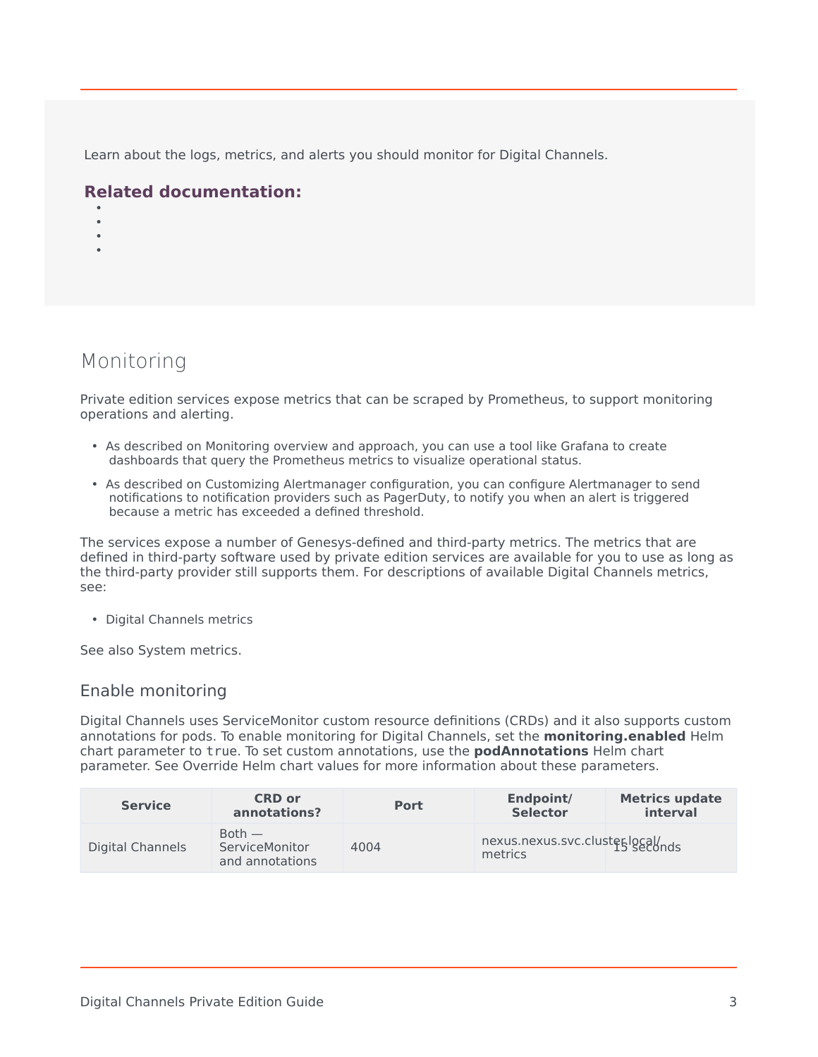Learn about the logs, metrics, and alerts you should monitor for Digital Channels.

**Related documentation:**

- 
- 
- 
- 

# Monitoring

Private edition services expose metrics that can be scraped by Prometheus, to support monitoring operations and alerting.

- As described on Monitoring overview and approach, you can use a tool like Grafana to create dashboards that query the Prometheus metrics to visualize operational status.
- As described on Customizing Alertmanager configuration, you can configure Alertmanager to send notifications to notification providers such as PagerDuty, to notify you when an alert is triggered because a metric has exceeded a defined threshold.

The services expose a number of Genesys-defined and third-party metrics. The metrics that are defined in third-party software used by private edition services are available for you to use as long as the third-party provider still supports them. For descriptions of available Digital Channels metrics, see:

- Digital Channels metrics

See also System metrics.

## Enable monitoring

Digital Channels uses ServiceMonitor custom resource definitions (CRDs) and it also supports custom annotations for pods. To enable monitoring for Digital Channels, set the **monitoring.enabled** Helm chart parameter to `true`. To set custom annotations, use the **podAnnotations** Helm chart parameter. See Override Helm chart values for more information about these parameters.

| Service | CRD or annotations? | Port | Endpoint/ Selector | Metrics update interval |
| --- | --- | --- | --- | --- |
| Digital Channels | Both — ServiceMonitor and annotations | 4004 | nexus.nexus.svc.cluster.local/metrics | 15 seconds |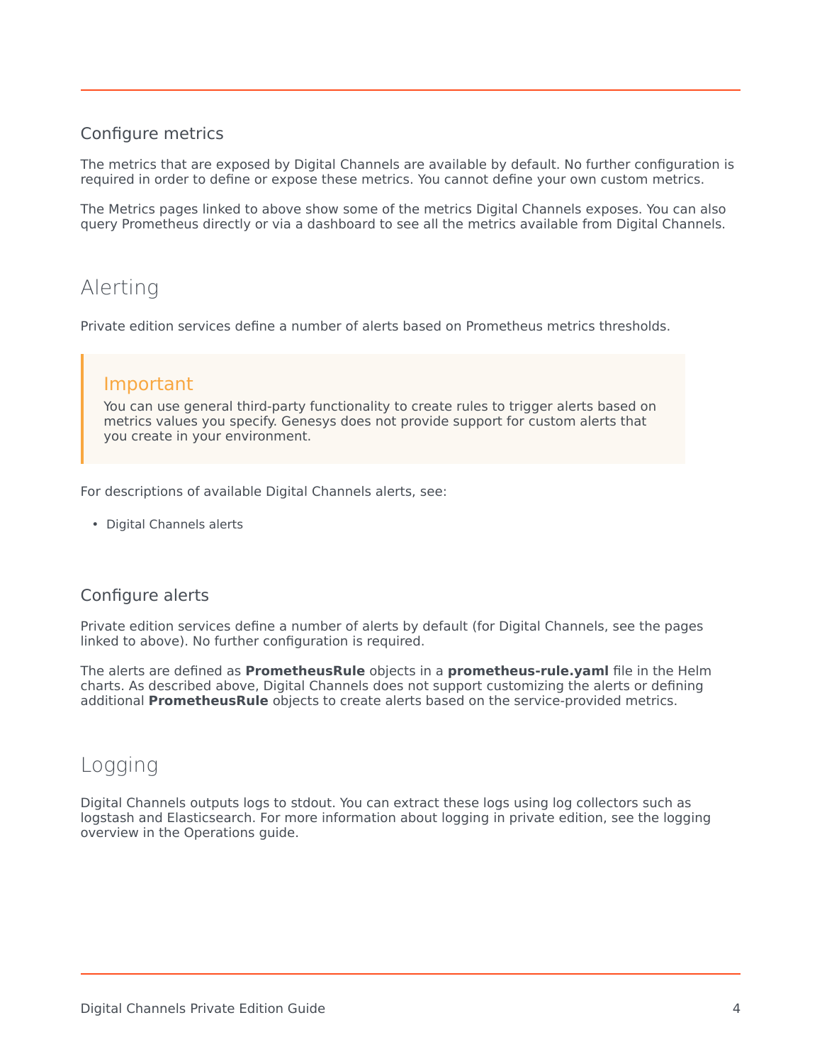### Configure metrics

The metrics that are exposed by Digital Channels are available by default. No further configuration is required in order to define or expose these metrics. You cannot define your own custom metrics.

The Metrics pages linked to above show some of the metrics Digital Channels exposes. You can also query Prometheus directly or via a dashboard to see all the metrics available from Digital Channels.

## Alerting

Private edition services define a number of alerts based on Prometheus metrics thresholds.

> **Important**
> You can use general third-party functionality to create rules to trigger alerts based on metrics values you specify. Genesys does not provide support for custom alerts that you create in your environment.

For descriptions of available Digital Channels alerts, see:

- Digital Channels alerts

### Configure alerts

Private edition services define a number of alerts by default (for Digital Channels, see the pages linked to above). No further configuration is required.

The alerts are defined as **PrometheusRule** objects in a **prometheus-rule.yaml** file in the Helm charts. As described above, Digital Channels does not support customizing the alerts or defining additional **PrometheusRule** objects to create alerts based on the service-provided metrics.

## Logging

Digital Channels outputs logs to stdout. You can extract these logs using log collectors such as logstash and Elasticsearch. For more information about logging in private edition, see the logging overview in the Operations guide.